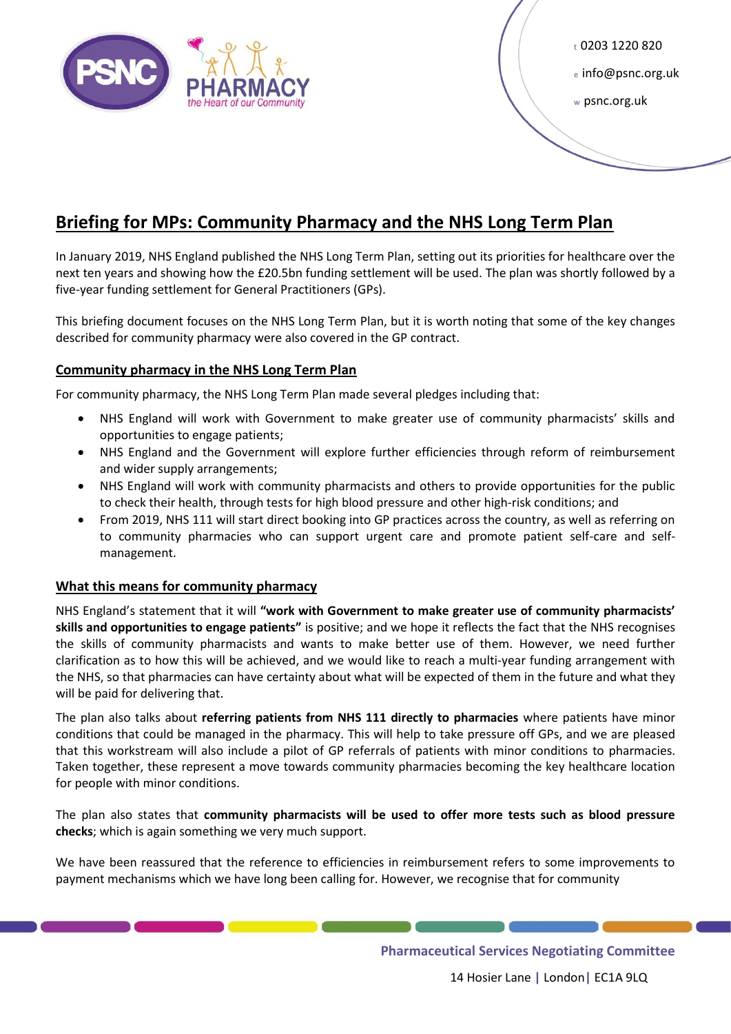t 0203 1220 820

e info@psnc.org.uk

w psnc.org.uk

# Briefing for MPs: Community Pharmacy and the NHS Long Term Plan

In January 2019, NHS England published the NHS Long Term Plan, setting out its priorities for healthcare over the next ten years and showing how the £20.5bn funding settlement will be used. The plan was shortly followed by a five-year funding settlement for General Practitioners (GPs).

This briefing document focuses on the NHS Long Term Plan, but it is worth noting that some of the key changes described for community pharmacy were also covered in the GP contract.

## Community pharmacy in the NHS Long Term Plan

For community pharmacy, the NHS Long Term Plan made several pledges including that:

- NHS England will work with Government to make greater use of community pharmacists' skills and opportunities to engage patients;
- NHS England and the Government will explore further efficiencies through reform of reimbursement and wider supply arrangements;
- NHS England will work with community pharmacists and others to provide opportunities for the public to check their health, through tests for high blood pressure and other high-risk conditions; and
- From 2019, NHS 111 will start direct booking into GP practices across the country, as well as referring on to community pharmacies who can support urgent care and promote patient self-care and self-management.

## What this means for community pharmacy

NHS England's statement that it will **"work with Government to make greater use of community pharmacists' skills and opportunities to engage patients"** is positive; and we hope it reflects the fact that the NHS recognises the skills of community pharmacists and wants to make better use of them. However, we need further clarification as to how this will be achieved, and we would like to reach a multi-year funding arrangement with the NHS, so that pharmacies can have certainty about what will be expected of them in the future and what they will be paid for delivering that.

The plan also talks about **referring patients from NHS 111 directly to pharmacies** where patients have minor conditions that could be managed in the pharmacy. This will help to take pressure off GPs, and we are pleased that this workstream will also include a pilot of GP referrals of patients with minor conditions to pharmacies. Taken together, these represent a move towards community pharmacies becoming the key healthcare location for people with minor conditions.

The plan also states that **community pharmacists will be used to offer more tests such as blood pressure checks**; which is again something we very much support.

We have been reassured that the reference to efficiencies in reimbursement refers to some improvements to payment mechanisms which we have long been calling for. However, we recognise that for community

Pharmaceutical Services Negotiating Committee

14 Hosier Lane | London | EC1A 9LQ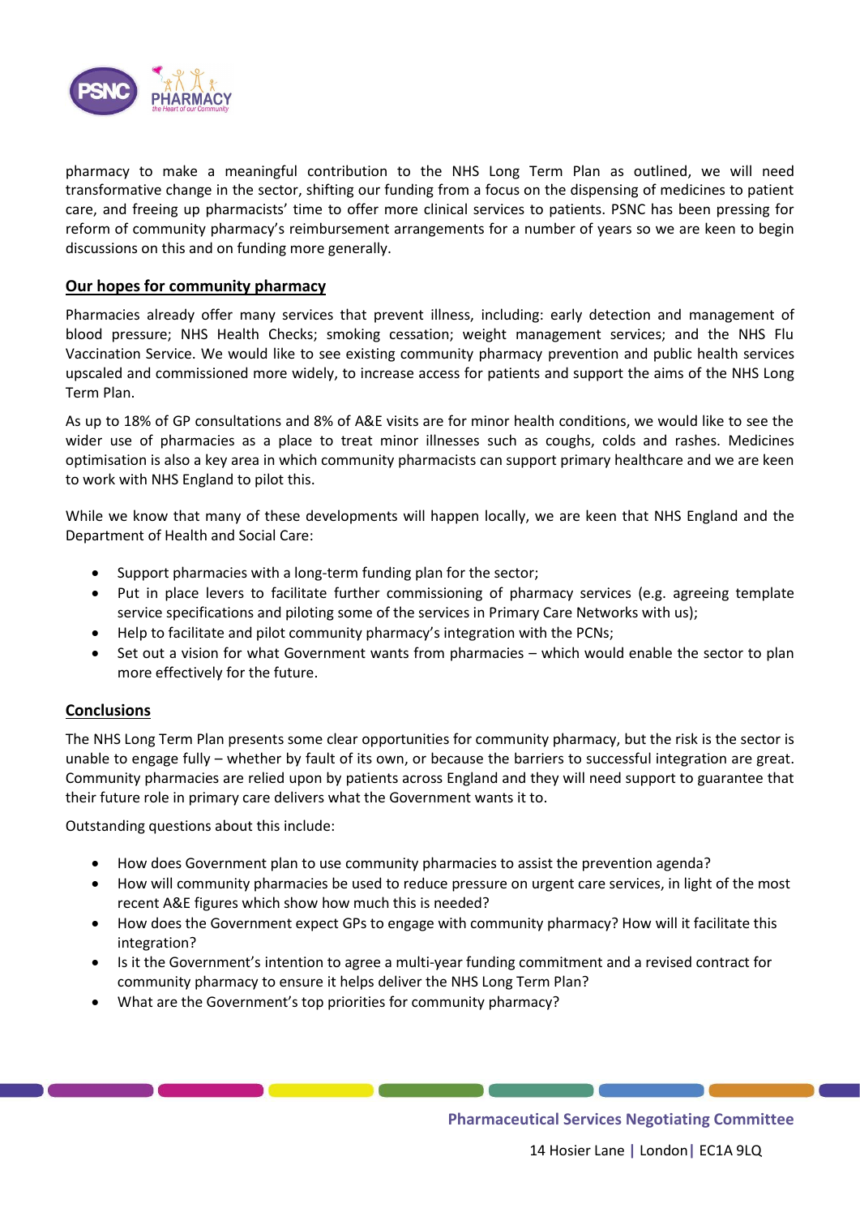pharmacy to make a meaningful contribution to the NHS Long Term Plan as outlined, we will need transformative change in the sector, shifting our funding from a focus on the dispensing of medicines to patient care, and freeing up pharmacists' time to offer more clinical services to patients. PSNC has been pressing for reform of community pharmacy's reimbursement arrangements for a number of years so we are keen to begin discussions on this and on funding more generally.

## Our hopes for community pharmacy

Pharmacies already offer many services that prevent illness, including: early detection and management of blood pressure; NHS Health Checks; smoking cessation; weight management services; and the NHS Flu Vaccination Service. We would like to see existing community pharmacy prevention and public health services upscaled and commissioned more widely, to increase access for patients and support the aims of the NHS Long Term Plan.

As up to 18% of GP consultations and 8% of A&E visits are for minor health conditions, we would like to see the wider use of pharmacies as a place to treat minor illnesses such as coughs, colds and rashes. Medicines optimisation is also a key area in which community pharmacists can support primary healthcare and we are keen to work with NHS England to pilot this.

While we know that many of these developments will happen locally, we are keen that NHS England and the Department of Health and Social Care:

- Support pharmacies with a long-term funding plan for the sector;
- Put in place levers to facilitate further commissioning of pharmacy services (e.g. agreeing template service specifications and piloting some of the services in Primary Care Networks with us);
- Help to facilitate and pilot community pharmacy's integration with the PCNs;
- Set out a vision for what Government wants from pharmacies – which would enable the sector to plan more effectively for the future.

## Conclusions

The NHS Long Term Plan presents some clear opportunities for community pharmacy, but the risk is the sector is unable to engage fully – whether by fault of its own, or because the barriers to successful integration are great. Community pharmacies are relied upon by patients across England and they will need support to guarantee that their future role in primary care delivers what the Government wants it to.

Outstanding questions about this include:

- How does Government plan to use community pharmacies to assist the prevention agenda?
- How will community pharmacies be used to reduce pressure on urgent care services, in light of the most recent A&E figures which show how much this is needed?
- How does the Government expect GPs to engage with community pharmacy? How will it facilitate this integration?
- Is it the Government's intention to agree a multi-year funding commitment and a revised contract for community pharmacy to ensure it helps deliver the NHS Long Term Plan?
- What are the Government's top priorities for community pharmacy?